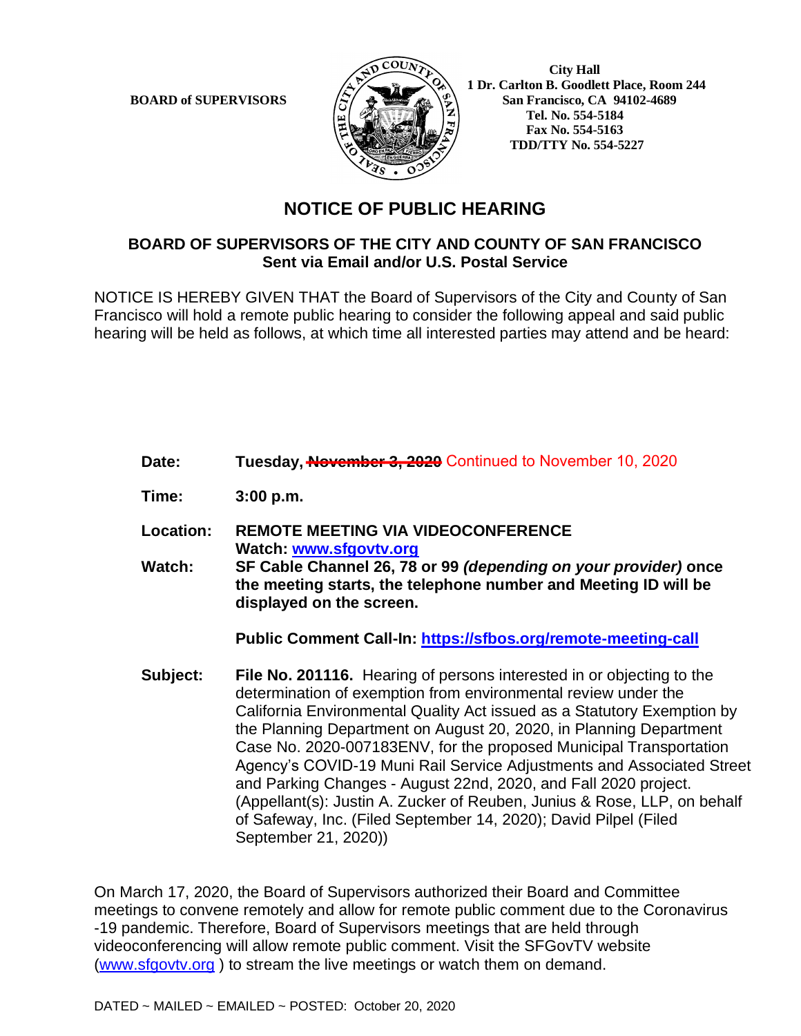**BOARD of SUPERVISORS**

**City Hall**
**1 Dr. Carlton B. Goodlett Place, Room 244**
**San Francisco, CA 94102-4689**
**Tel. No. 554-5184**
**Fax No. 554-5163**
**TDD/TTY No. 554-5227**

# NOTICE OF PUBLIC HEARING

## BOARD OF SUPERVISORS OF THE CITY AND COUNTY OF SAN FRANCISCO
### Sent via Email and/or U.S. Postal Service

NOTICE IS HEREBY GIVEN THAT the Board of Supervisors of the City and County of San Francisco will hold a remote public hearing to consider the following appeal and said public hearing will be held as follows, at which time all interested parties may attend and be heard:

**Date:** **Tuesday, ~~November 3, 2020~~** Continued to November 10, 2020

**Time:** **3:00 p.m.**

**Location:** **REMOTE MEETING VIA VIDEOCONFERENCE**
**Watch: [www.sfgovtv.org](www.sfgovtv.org)**

**Watch:** **SF Cable Channel 26, 78 or 99 *(depending on your provider)* once the meeting starts, the telephone number and Meeting ID will be displayed on the screen.**

**Public Comment Call-In: [https://sfbos.org/remote-meeting-call](https://sfbos.org/remote-meeting-call)**

**Subject:** **File No. 201116.** Hearing of persons interested in or objecting to the determination of exemption from environmental review under the California Environmental Quality Act issued as a Statutory Exemption by the Planning Department on August 20, 2020, in Planning Department Case No. 2020-007183ENV, for the proposed Municipal Transportation Agency's COVID-19 Muni Rail Service Adjustments and Associated Street and Parking Changes - August 22nd, 2020, and Fall 2020 project. (Appellant(s): Justin A. Zucker of Reuben, Junius & Rose, LLP, on behalf of Safeway, Inc. (Filed September 14, 2020); David Pilpel (Filed September 21, 2020))

On March 17, 2020, the Board of Supervisors authorized their Board and Committee meetings to convene remotely and allow for remote public comment due to the Coronavirus -19 pandemic. Therefore, Board of Supervisors meetings that are held through videoconferencing will allow remote public comment. Visit the SFGovTV website ([www.sfgovtv.org](www.sfgovtv.org) ) to stream the live meetings or watch them on demand.

DATED ~ MAILED ~ EMAILED ~ POSTED: October 20, 2020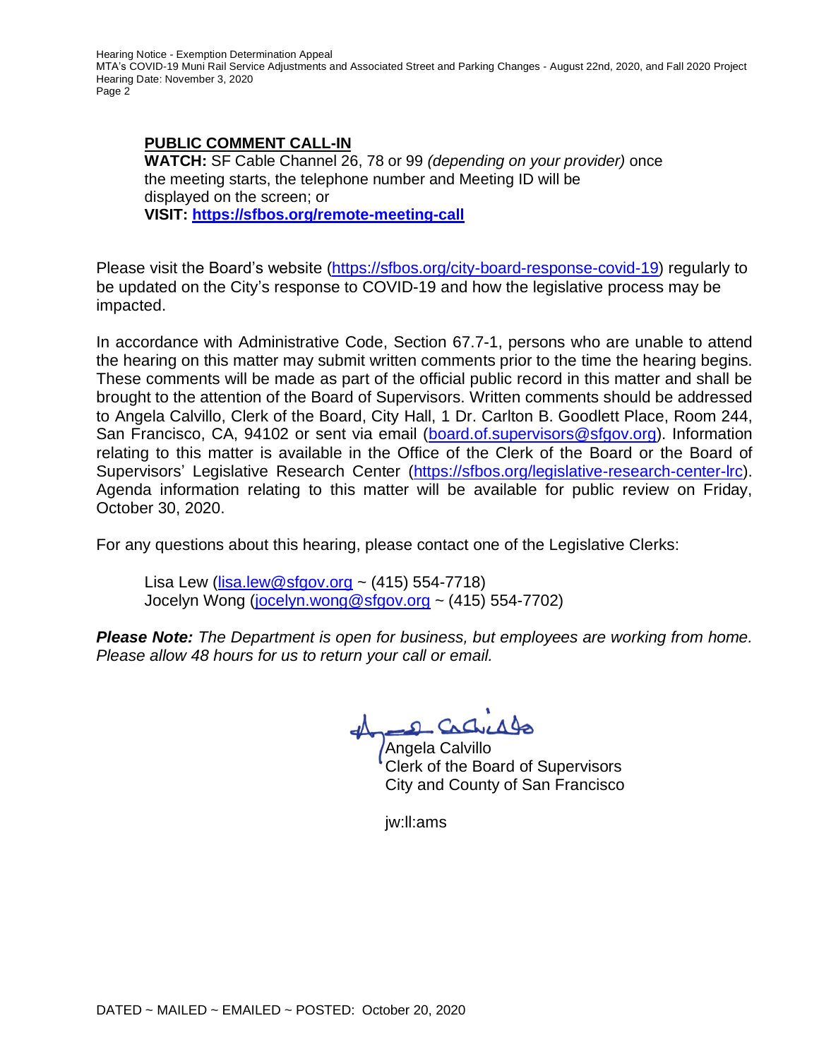**PUBLIC COMMENT CALL-IN**
**WATCH:** SF Cable Channel 26, 78 or 99 *(depending on your provider)* once the meeting starts, the telephone number and Meeting ID will be displayed on the screen; or
**VISIT: https://sfbos.org/remote-meeting-call**

Please visit the Board's website (https://sfbos.org/city-board-response-covid-19) regularly to be updated on the City's response to COVID-19 and how the legislative process may be impacted.

In accordance with Administrative Code, Section 67.7-1, persons who are unable to attend the hearing on this matter may submit written comments prior to the time the hearing begins. These comments will be made as part of the official public record in this matter and shall be brought to the attention of the Board of Supervisors. Written comments should be addressed to Angela Calvillo, Clerk of the Board, City Hall, 1 Dr. Carlton B. Goodlett Place, Room 244, San Francisco, CA, 94102 or sent via email (board.of.supervisors@sfgov.org). Information relating to this matter is available in the Office of the Clerk of the Board or the Board of Supervisors' Legislative Research Center (https://sfbos.org/legislative-research-center-lrc). Agenda information relating to this matter will be available for public review on Friday, October 30, 2020.

For any questions about this hearing, please contact one of the Legislative Clerks:

Lisa Lew (lisa.lew@sfgov.org ~ (415) 554-7718)
Jocelyn Wong (jocelyn.wong@sfgov.org ~ (415) 554-7702)

***Please Note:*** *The Department is open for business, but employees are working from home. Please allow 48 hours for us to return your call or email.*

Angela Calvillo
Clerk of the Board of Supervisors
City and County of San Francisco

jw:ll:ams

DATED ~ MAILED ~ EMAILED ~ POSTED: October 20, 2020